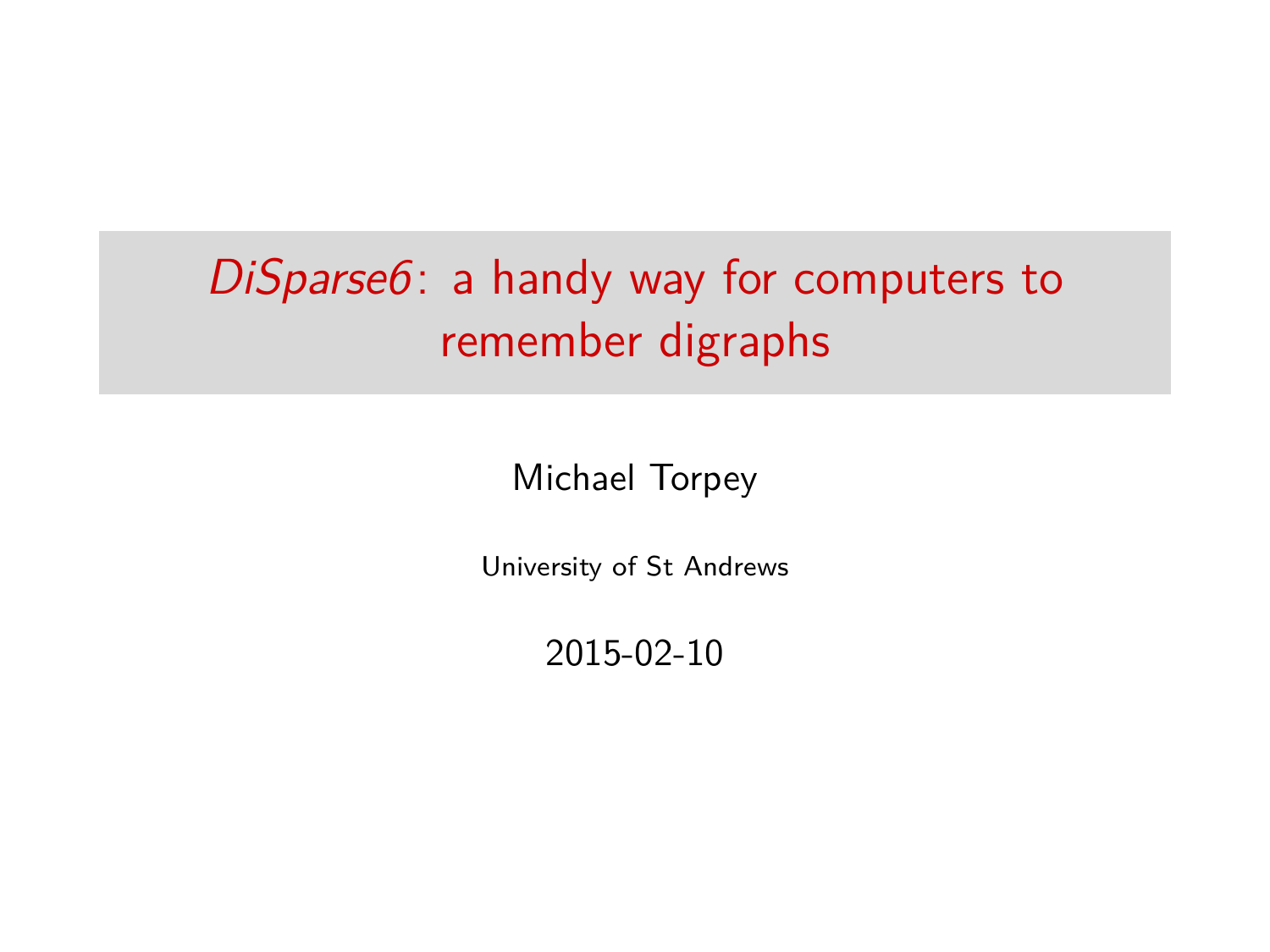# *DiSparse6*: a handy way for computers to remember digraphs

Michael Torpey

University of St Andrews

2015-02-10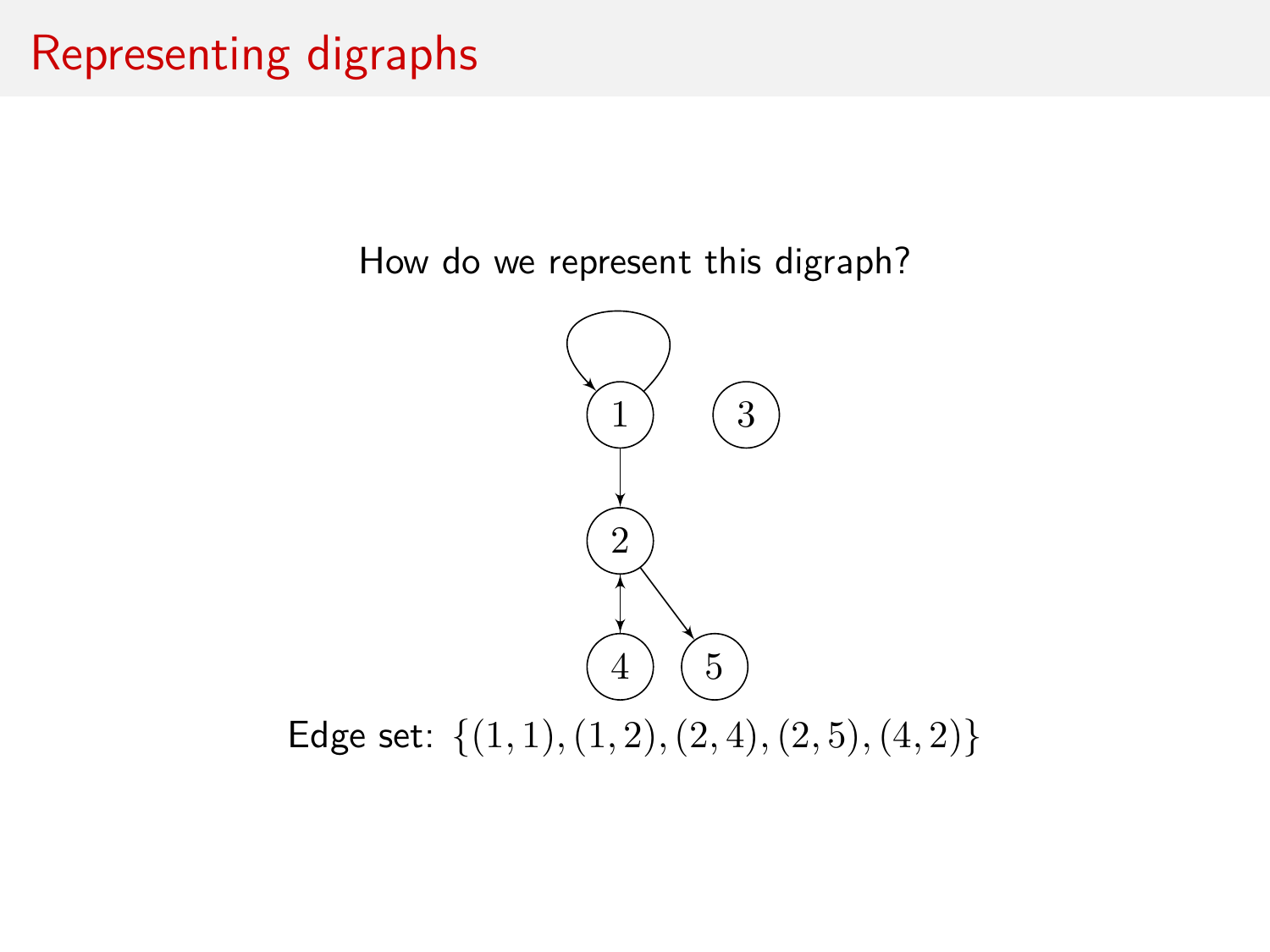# Representing digraphs

How do we represent this digraph?

1

3

2

4

5

Edge set: $\{(1,1),(1,2),(2,4),(2,5),(4,2)\}$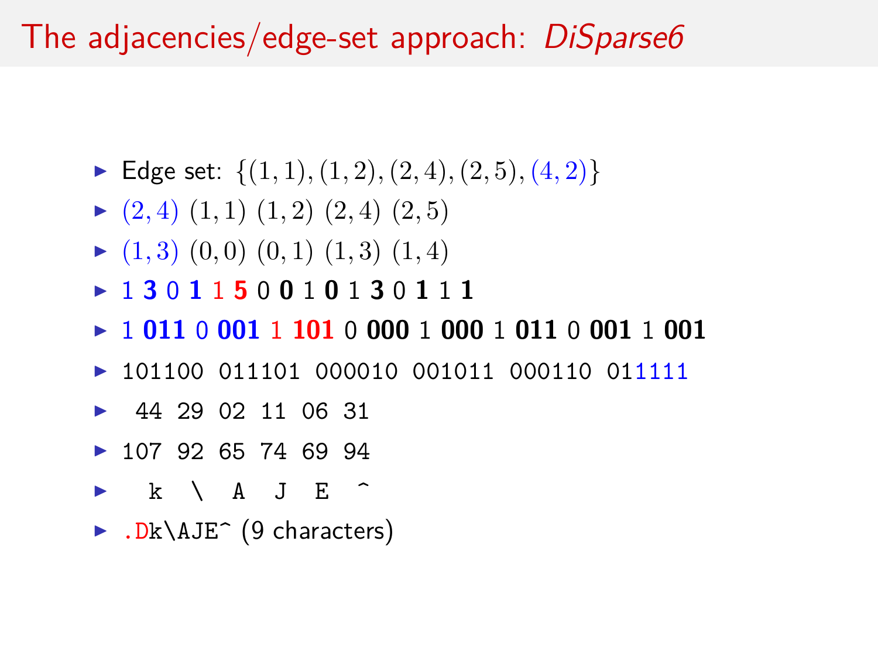# The adjacencies/edge-set approach: *DiSparse6*

- Edge set: $\{(1,1),(1,2),(2,4),(2,5),(4,2)\}$
- $(2,4)$ $(1,1)$ $(1,2)$ $(2,4)$ $(2,5)$
- $(1,3)$ $(0,0)$ $(0,1)$ $(1,3)$ $(1,4)$
- 1 **3** 0 **1** 1 **5** 0 **0** 1 **0** 1 **3** 0 **1** 1 **1**
- 1 **011** 0 **001** 1 **101** 0 **000** 1 **000** 1 **011** 0 **001** 1 **001**
- 101100 011101 000010 001011 000110 011111
- 44 29 02 11 06 31
- 107 92 65 74 69 94
- k \ A J E ^
- .Dk\AJE^ (9 characters)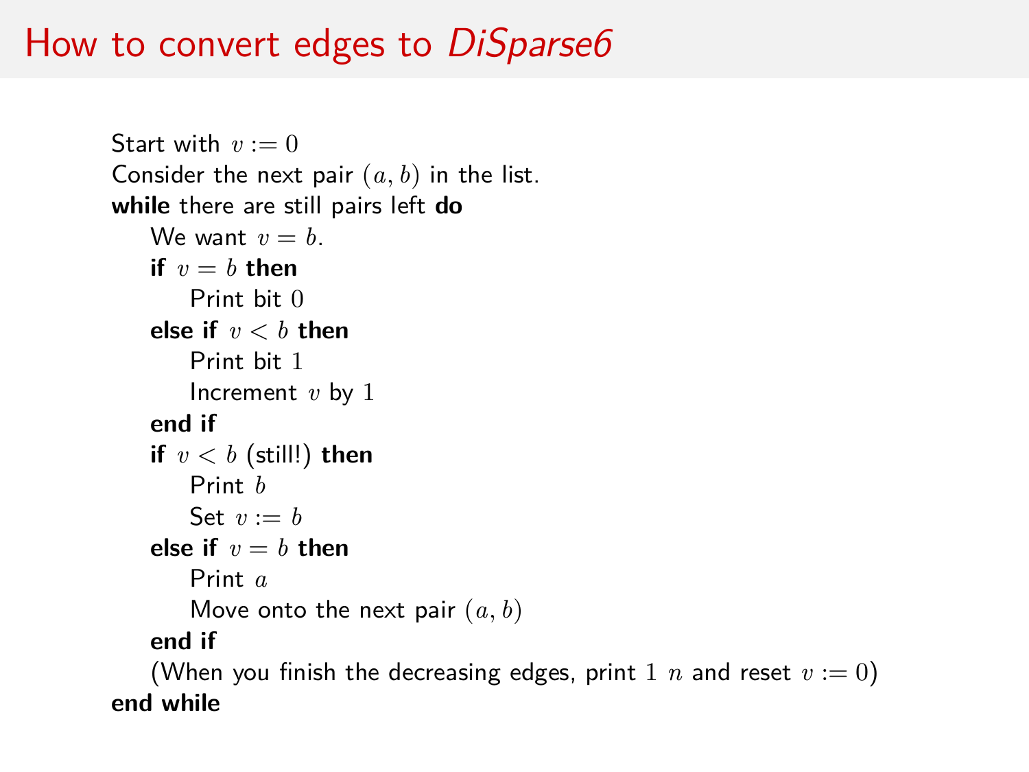# How to convert edges to *DiSparse6*

Start with $v := 0$
Consider the next pair $(a, b)$ in the list.
**while** there are still pairs left **do**
    We want $v = b$.
    **if** $v = b$ **then**
        Print bit $0$
    **else if** $v < b$ **then**
        Print bit $1$
        Increment $v$ by $1$
    **end if**
    **if** $v < b$ (still!) **then**
        Print $b$
        Set $v := b$
    **else if** $v = b$ **then**
        Print $a$
        Move onto the next pair $(a, b)$
    **end if**
    (When you finish the decreasing edges, print $1$ $n$ and reset $v := 0$)
**end while**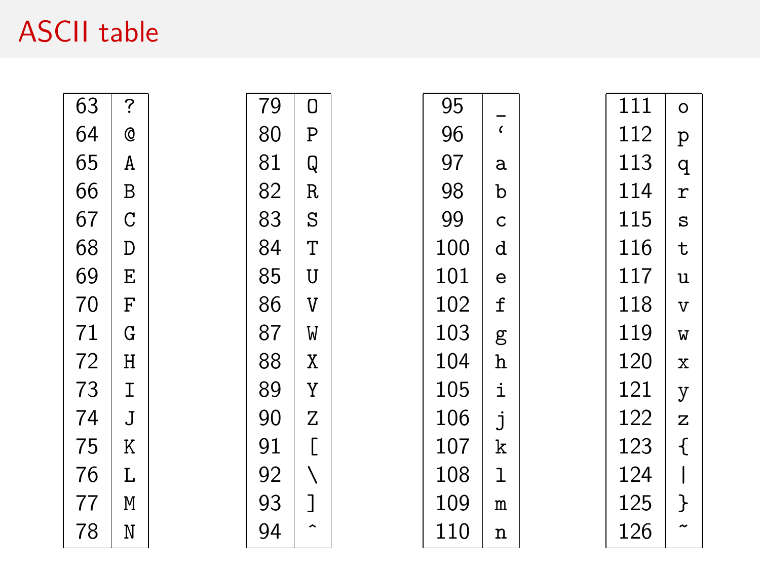# ASCII table

| | |
|---|---|
| 63 | ? |
| 64 | @ |
| 65 | A |
| 66 | B |
| 67 | C |
| 68 | D |
| 69 | E |
| 70 | F |
| 71 | G |
| 72 | H |
| 73 | I |
| 74 | J |
| 75 | K |
| 76 | L |
| 77 | M |
| 78 | N |

| | |
|---|---|
| 79 | O |
| 80 | P |
| 81 | Q |
| 82 | R |
| 83 | S |
| 84 | T |
| 85 | U |
| 86 | V |
| 87 | W |
| 88 | X |
| 89 | Y |
| 90 | Z |
| 91 | [ |
| 92 | \ |
| 93 | ] |
| 94 | ^ |

| | |
|---|---|
| 95 | _ |
| 96 | ` |
| 97 | a |
| 98 | b |
| 99 | c |
| 100 | d |
| 101 | e |
| 102 | f |
| 103 | g |
| 104 | h |
| 105 | i |
| 106 | j |
| 107 | k |
| 108 | l |
| 109 | m |
| 110 | n |

| | |
|---|---|
| 111 | o |
| 112 | p |
| 113 | q |
| 114 | r |
| 115 | s |
| 116 | t |
| 117 | u |
| 118 | v |
| 119 | w |
| 120 | x |
| 121 | y |
| 122 | z |
| 123 | { |
| 124 | \| |
| 125 | } |
| 126 | ~ |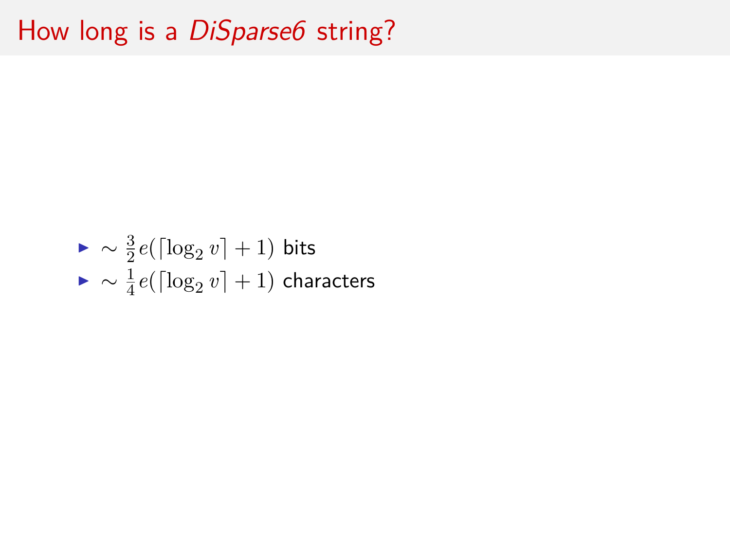# How long is a *DiSparse6* string?

- $\sim \frac{3}{2}e(\lceil \log_2 v \rceil + 1)$ bits
- $\sim \frac{1}{4}e(\lceil \log_2 v \rceil + 1)$ characters